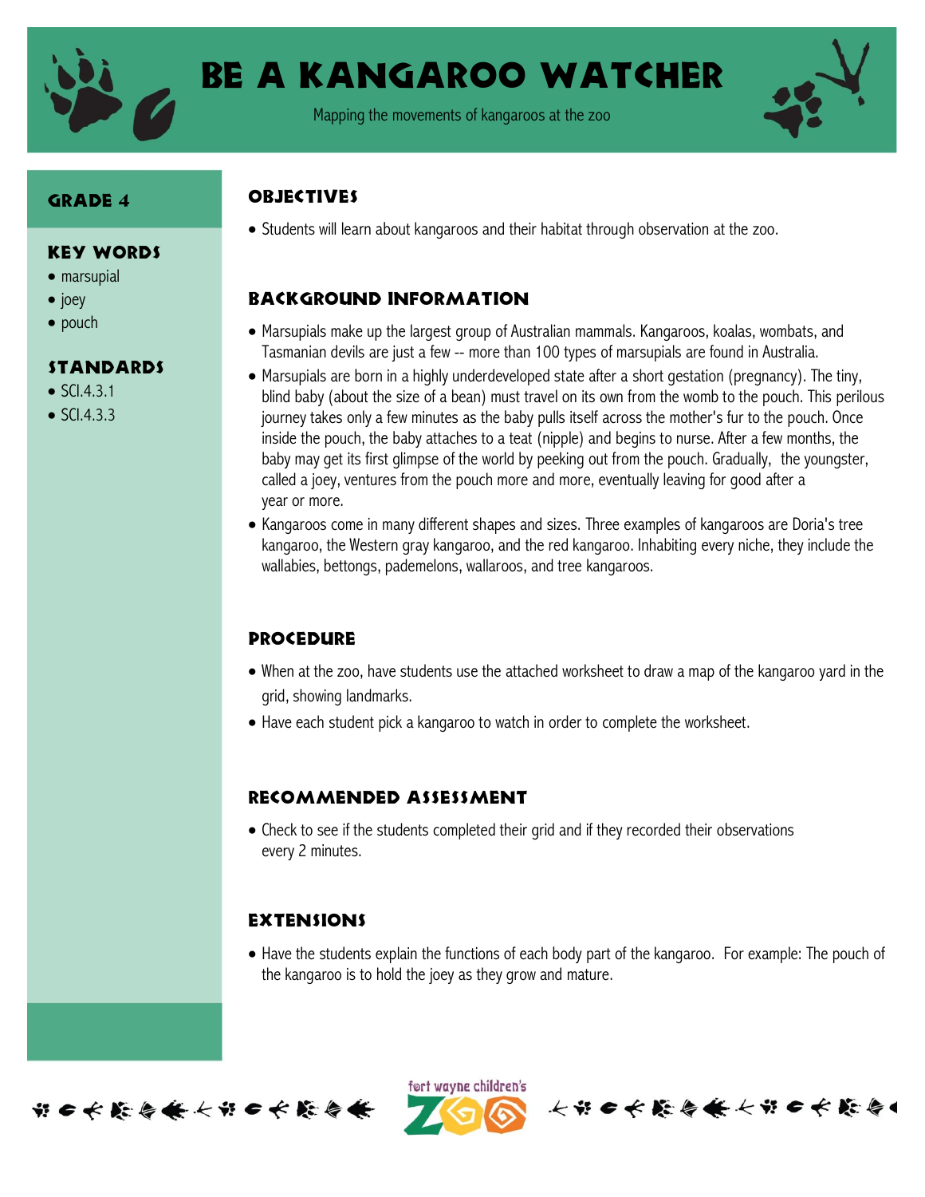# Be a Kangaroo Watcher

Mapping the movements of kangaroos at the zoo

## Grade 4

## Key Words

- marsupial
- joey
- pouch

## Standards

- SCI.4.3.1
- SCI.4.3.3

## Objectives

- Students will learn about kangaroos and their habitat through observation at the zoo.

## Background Information

- Marsupials make up the largest group of Australian mammals. Kangaroos, koalas, wombats, and Tasmanian devils are just a few -- more than 100 types of marsupials are found in Australia.
- Marsupials are born in a highly underdeveloped state after a short gestation (pregnancy). The tiny, blind baby (about the size of a bean) must travel on its own from the womb to the pouch. This perilous journey takes only a few minutes as the baby pulls itself across the mother's fur to the pouch. Once inside the pouch, the baby attaches to a teat (nipple) and begins to nurse. After a few months, the baby may get its first glimpse of the world by peeking out from the pouch. Gradually, the youngster, called a joey, ventures from the pouch more and more, eventually leaving for good after a year or more.
- Kangaroos come in many different shapes and sizes. Three examples of kangaroos are Doria's tree kangaroo, the Western gray kangaroo, and the red kangaroo. Inhabiting every niche, they include the wallabies, bettongs, pademelons, wallaroos, and tree kangaroos.

## Procedure

- When at the zoo, have students use the attached worksheet to draw a map of the kangaroo yard in the grid, showing landmarks.
- Have each student pick a kangaroo to watch in order to complete the worksheet.

## Recommended Assessment

- Check to see if the students completed their grid and if they recorded their observations every 2 minutes.

## Extensions

- Have the students explain the functions of each body part of the kangaroo. For example: The pouch of the kangaroo is to hold the joey as they grow and mature.

fort wayne children's ZOO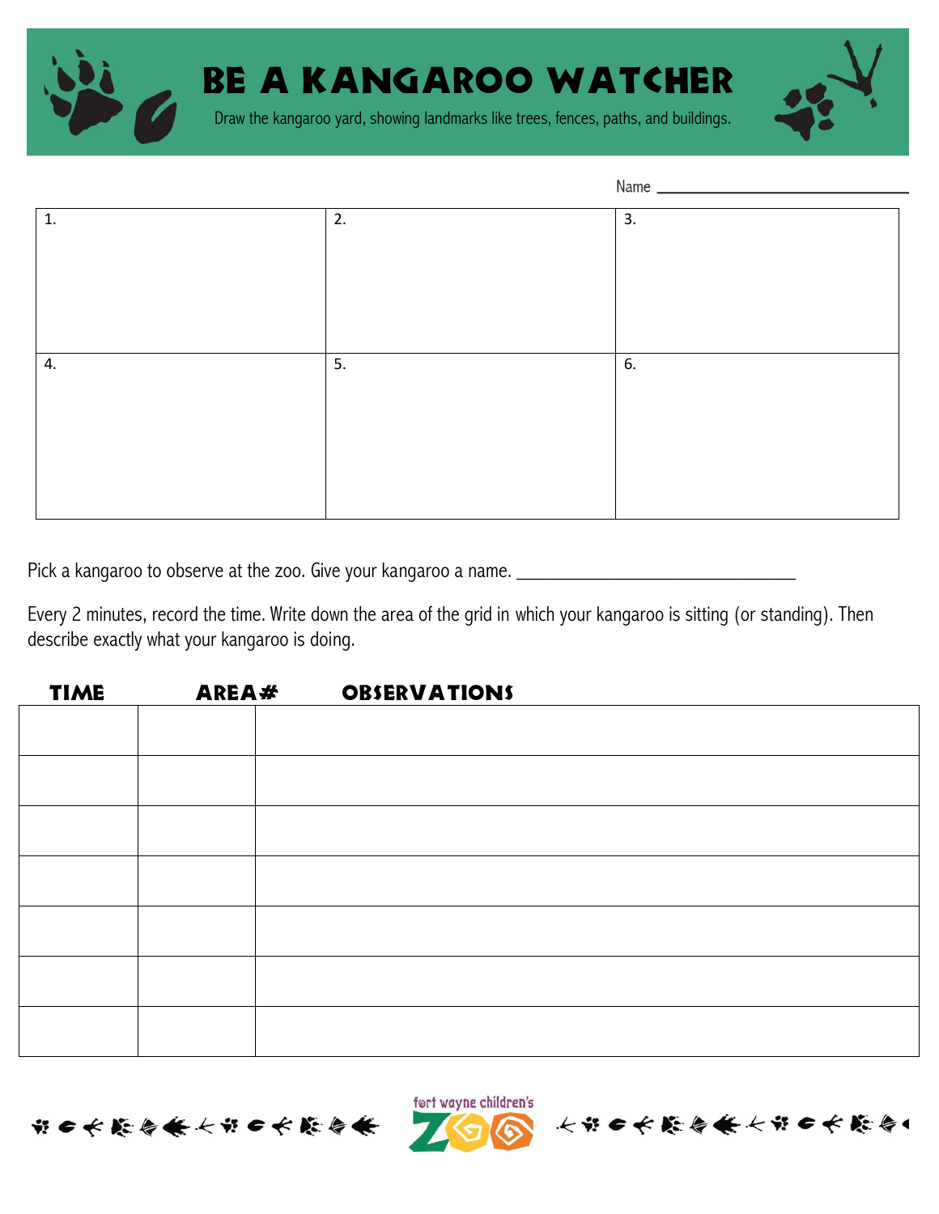# BE A KANGAROO WATCHER

Draw the kangaroo yard, showing landmarks like trees, fences, paths, and buildings.

Name ______________________________

| | | |
|---|---|---|
| 1. | 2. | 3. |
| 4. | 5. | 6. |

Pick a kangaroo to observe at the zoo. Give your kangaroo a name. ______________________________

Every 2 minutes, record the time. Write down the area of the grid in which your kangaroo is sitting (or standing). Then describe exactly what your kangaroo is doing.

| TIME | AREA# | OBSERVATIONS |
|---|---|---|
| | | |
| | | |
| | | |
| | | |
| | | |
| | | |
| | | |

fort wayne children's ZOO